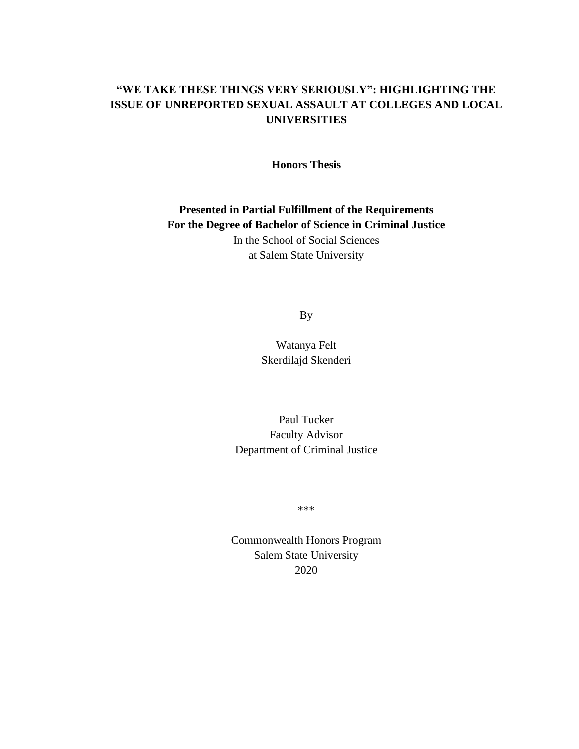# "WE TAKE THESE THINGS VERY SERIOUSLY": HIGHLIGHTING THE ISSUE OF UNREPORTED SEXUAL ASSAULT AT COLLEGES AND LOCAL UNIVERSITIES

**Honors Thesis**

**Presented in Partial Fulfillment of the Requirements**
**For the Degree of Bachelor of Science in Criminal Justice**
In the School of Social Sciences
at Salem State University

By

Watanya Felt
Skerdilajd Skenderi

Paul Tucker
Faculty Advisor
Department of Criminal Justice

***

Commonwealth Honors Program
Salem State University
2020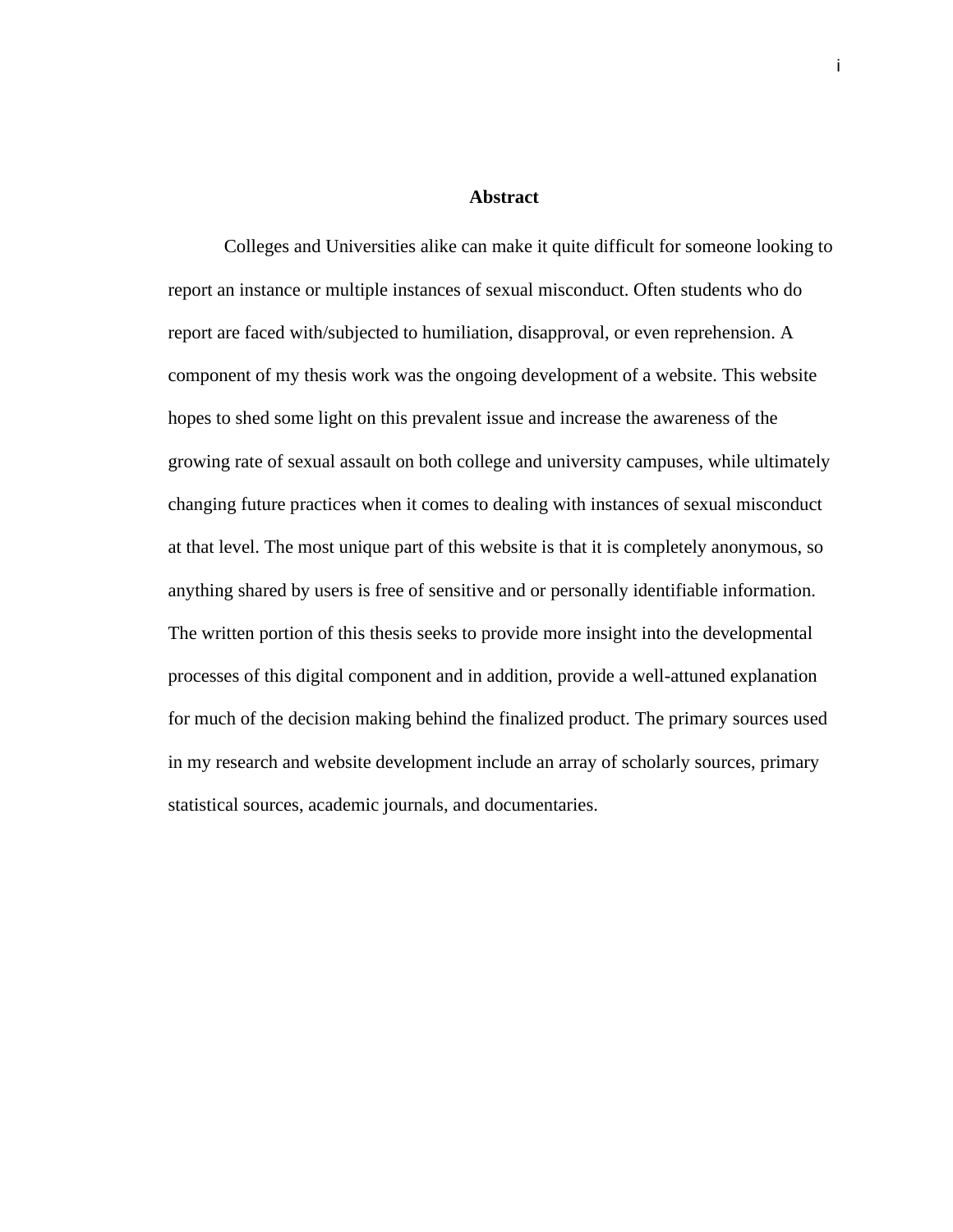## Abstract

Colleges and Universities alike can make it quite difficult for someone looking to report an instance or multiple instances of sexual misconduct. Often students who do report are faced with/subjected to humiliation, disapproval, or even reprehension. A component of my thesis work was the ongoing development of a website. This website hopes to shed some light on this prevalent issue and increase the awareness of the growing rate of sexual assault on both college and university campuses, while ultimately changing future practices when it comes to dealing with instances of sexual misconduct at that level. The most unique part of this website is that it is completely anonymous, so anything shared by users is free of sensitive and or personally identifiable information. The written portion of this thesis seeks to provide more insight into the developmental processes of this digital component and in addition, provide a well-attuned explanation for much of the decision making behind the finalized product. The primary sources used in my research and website development include an array of scholarly sources, primary statistical sources, academic journals, and documentaries.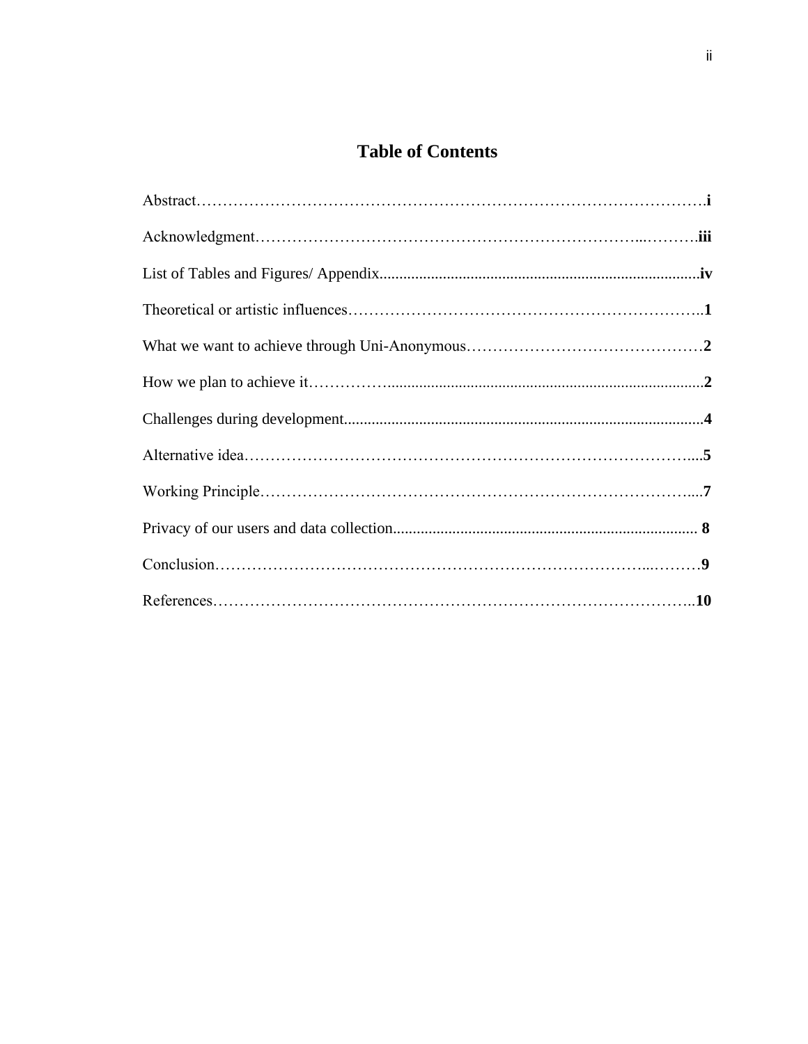# Table of Contents

Abstract……………………………………………………………………………………**i**

Acknowledgment………………………………………………………………...……….**iii**

List of Tables and Figures/ Appendix...............................................................................**iv**

Theoretical or artistic influences…………………………………………………………..**1**

What we want to achieve through Uni-Anonymous………………………………………**2**

How we plan to achieve it……………................................................................................**2**

Challenges during development..........................................................................................**4**

Alternative idea……………………………………………………………………………....**5**

Working Principle…………………………………………………………………………....**7**

Privacy of our users and data collection............................................................................ **8**

Conclusion…………………………………………………………………………...………**9**

References……………………………………………………………………………………..**10**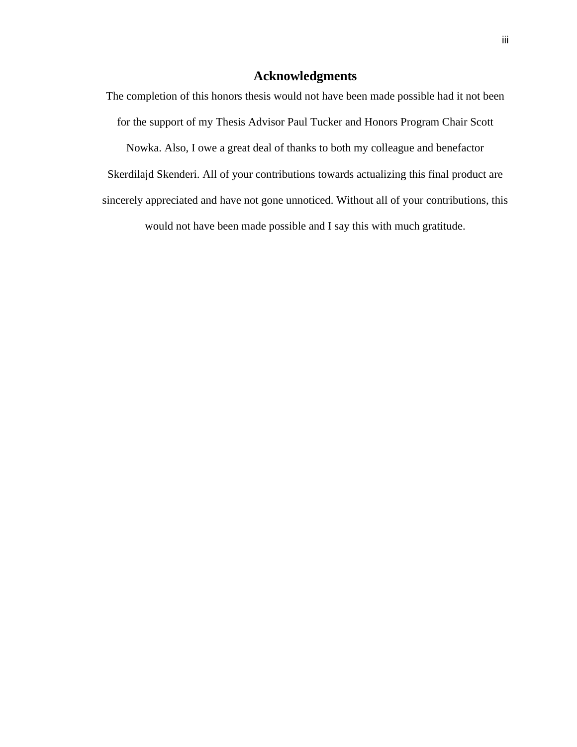# Acknowledgments

The completion of this honors thesis would not have been made possible had it not been for the support of my Thesis Advisor Paul Tucker and Honors Program Chair Scott Nowka. Also, I owe a great deal of thanks to both my colleague and benefactor Skerdilajd Skenderi. All of your contributions towards actualizing this final product are sincerely appreciated and have not gone unnoticed. Without all of your contributions, this would not have been made possible and I say this with much gratitude.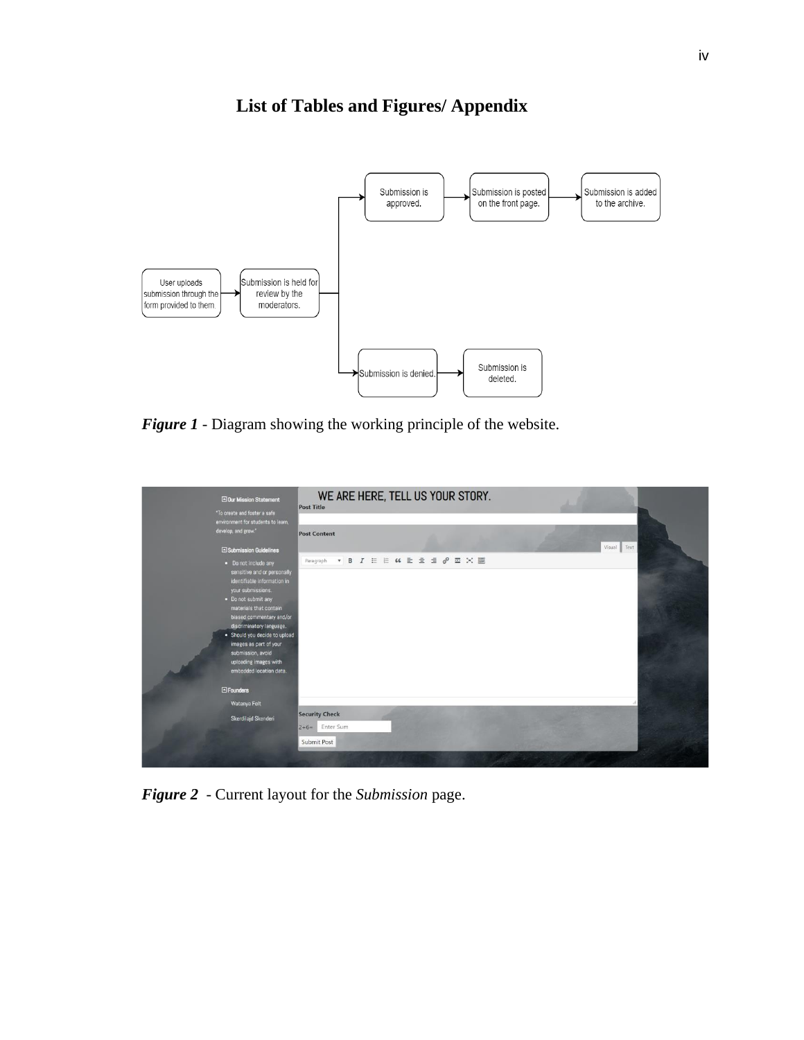# List of Tables and Figures/ Appendix

***Figure 1*** - Diagram showing the working principle of the website.

***Figure 2*** - Current layout for the *Submission* page.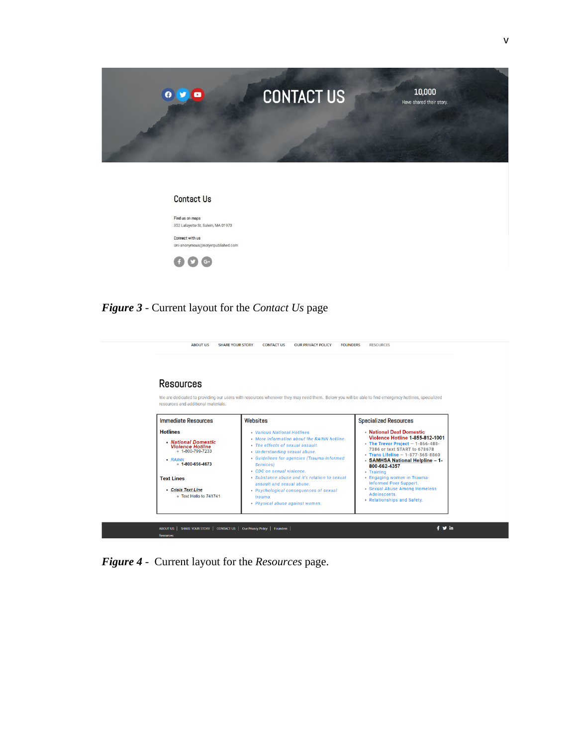CONTACT US

10,000
Have shared their story.

Contact Us

Find us on maps
352 Lafayette St, Salem, MA 01970

Connect with us
Uni-anonymous@notyetpublished.com

***Figure 3*** - Current layout for the *Contact Us* page

ABOUT US SHARE YOUR STORY CONTACT US OUR PRIVACY POLICY FOUNDERS RESOURCES

Resources

We are dedicated to providing our users with resources whenever they may need them. Below you will be able to find emergency hotlines, specialized resources and additional materials.

| Immediate Resources | Websites | Specialized Resources |
|---|---|---|
| **Hotlines**<br>• *National Domestic Violence Hotline*<br>◦ 1-800-799-7233<br>• *RAINN*<br>◦ 1-800-656-4673<br>**Text Lines**<br>• *Crisis Text Line*<br>◦ Text Hello to 741741 | • Various National Hotlines<br>• More information about the RAINN hotline.<br>• The effects of sexual assault.<br>• Understanding sexual abuse.<br>• Guidelines for agencies (Trauma-informed Services)<br>• CDC on sexual violence.<br>• Substance abuse and it's relation to sexual assault and sexual abuse.<br>• Psychological consequences of sexual trauma.<br>• Physical abuse against women. | • National Deaf Domestic Violence Hotline 1-855-812-1001<br>• The Trevor Project – 1-866-488-7386 or text START to 678678<br>• Trans Lifeline – 1-877-565-8860<br>• SAMHSA National Helpline – 1-800-662-4357<br>• Training<br>• Engaging women in Trauma-Informed Peer Support.<br>• Sexual Abuse Among Homeless Adolescents.<br>• Relationships and Safety. |

ABOUT US | SHARE YOUR STORY | CONTACT US | Our Privacy Policy | Founders | Resources

***Figure 4*** - Current layout for the *Resources* page.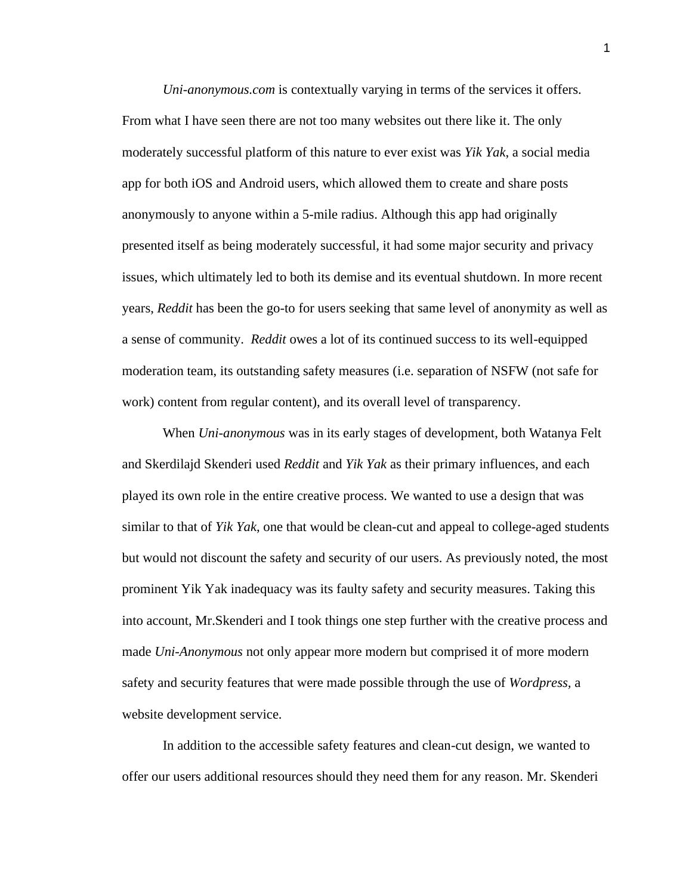*Uni-anonymous.com* is contextually varying in terms of the services it offers. From what I have seen there are not too many websites out there like it. The only moderately successful platform of this nature to ever exist was *Yik Yak*, a social media app for both iOS and Android users, which allowed them to create and share posts anonymously to anyone within a 5-mile radius. Although this app had originally presented itself as being moderately successful, it had some major security and privacy issues, which ultimately led to both its demise and its eventual shutdown. In more recent years, *Reddit* has been the go-to for users seeking that same level of anonymity as well as a sense of community. *Reddit* owes a lot of its continued success to its well-equipped moderation team, its outstanding safety measures (i.e. separation of NSFW (not safe for work) content from regular content), and its overall level of transparency.

When *Uni-anonymous* was in its early stages of development, both Watanya Felt and Skerdilajd Skenderi used *Reddit* and *Yik Yak* as their primary influences, and each played its own role in the entire creative process. We wanted to use a design that was similar to that of *Yik Yak*, one that would be clean-cut and appeal to college-aged students but would not discount the safety and security of our users. As previously noted, the most prominent Yik Yak inadequacy was its faulty safety and security measures. Taking this into account, Mr.Skenderi and I took things one step further with the creative process and made *Uni-Anonymous* not only appear more modern but comprised it of more modern safety and security features that were made possible through the use of *Wordpress*, a website development service.

In addition to the accessible safety features and clean-cut design, we wanted to offer our users additional resources should they need them for any reason. Mr. Skenderi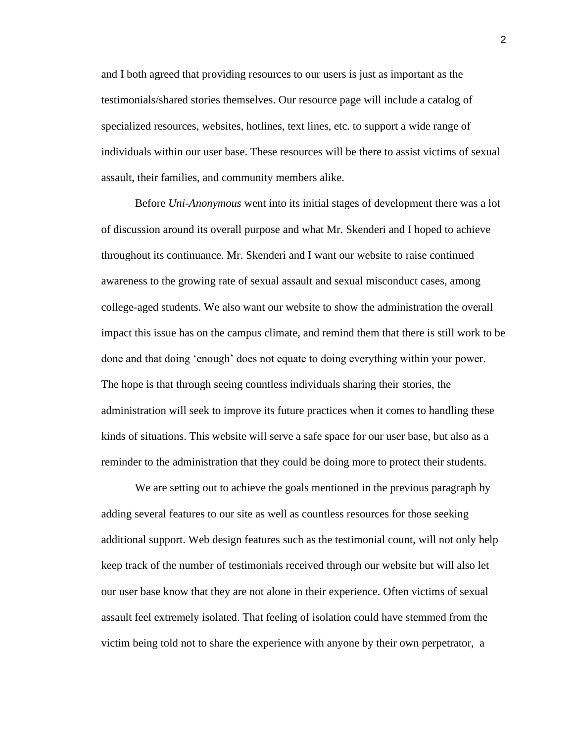and I both agreed that providing resources to our users is just as important as the testimonials/shared stories themselves. Our resource page will include a catalog of specialized resources, websites, hotlines, text lines, etc. to support a wide range of individuals within our user base. These resources will be there to assist victims of sexual assault, their families, and community members alike.

Before *Uni-Anonymous* went into its initial stages of development there was a lot of discussion around its overall purpose and what Mr. Skenderi and I hoped to achieve throughout its continuance. Mr. Skenderi and I want our website to raise continued awareness to the growing rate of sexual assault and sexual misconduct cases, among college-aged students. We also want our website to show the administration the overall impact this issue has on the campus climate, and remind them that there is still work to be done and that doing 'enough' does not equate to doing everything within your power. The hope is that through seeing countless individuals sharing their stories, the administration will seek to improve its future practices when it comes to handling these kinds of situations. This website will serve a safe space for our user base, but also as a reminder to the administration that they could be doing more to protect their students.

We are setting out to achieve the goals mentioned in the previous paragraph by adding several features to our site as well as countless resources for those seeking additional support. Web design features such as the testimonial count, will not only help keep track of the number of testimonials received through our website but will also let our user base know that they are not alone in their experience. Often victims of sexual assault feel extremely isolated. That feeling of isolation could have stemmed from the victim being told not to share the experience with anyone by their own perpetrator, a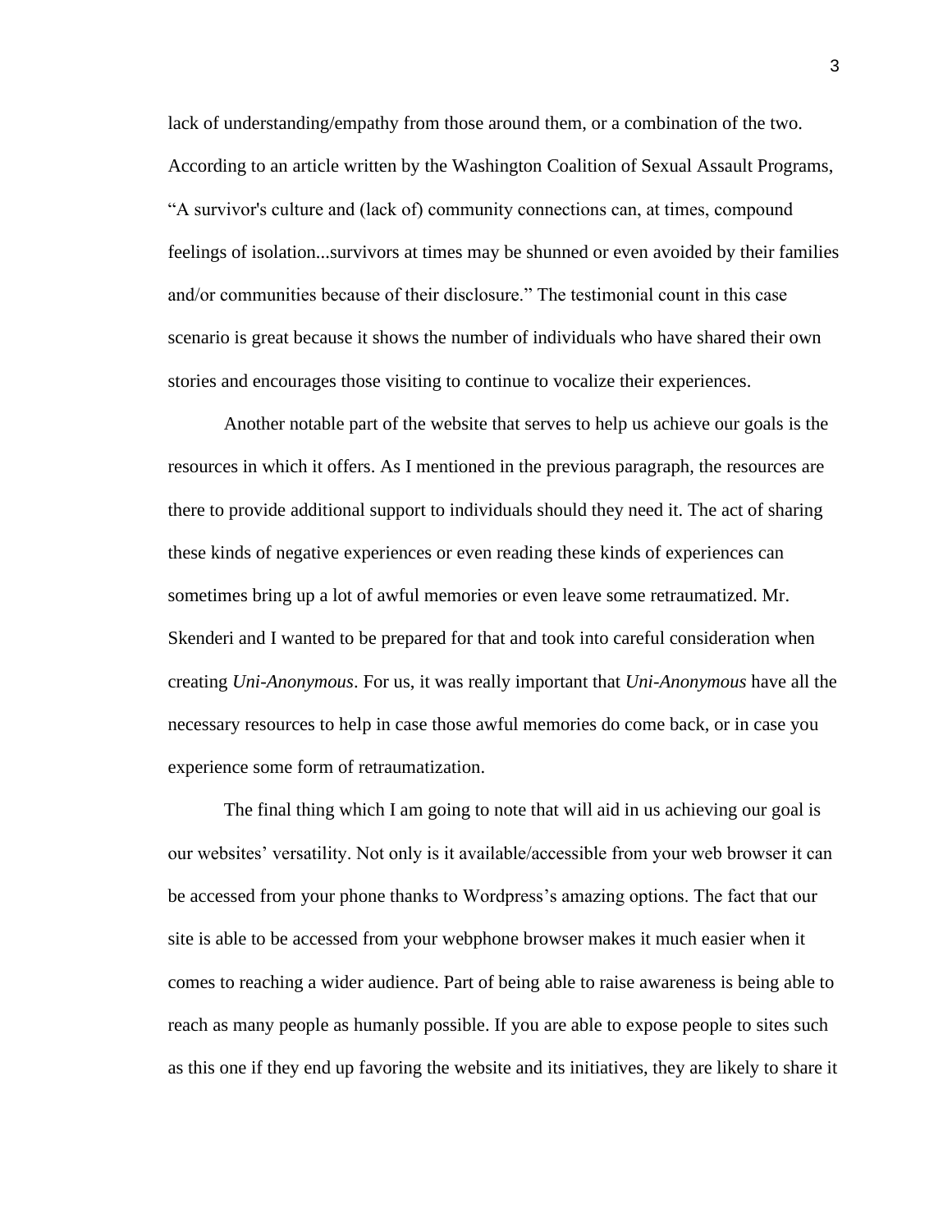lack of understanding/empathy from those around them, or a combination of the two. According to an article written by the Washington Coalition of Sexual Assault Programs, "A survivor's culture and (lack of) community connections can, at times, compound feelings of isolation...survivors at times may be shunned or even avoided by their families and/or communities because of their disclosure." The testimonial count in this case scenario is great because it shows the number of individuals who have shared their own stories and encourages those visiting to continue to vocalize their experiences.

Another notable part of the website that serves to help us achieve our goals is the resources in which it offers. As I mentioned in the previous paragraph, the resources are there to provide additional support to individuals should they need it. The act of sharing these kinds of negative experiences or even reading these kinds of experiences can sometimes bring up a lot of awful memories or even leave some retraumatized. Mr. Skenderi and I wanted to be prepared for that and took into careful consideration when creating *Uni-Anonymous*. For us, it was really important that *Uni-Anonymous* have all the necessary resources to help in case those awful memories do come back, or in case you experience some form of retraumatization.

The final thing which I am going to note that will aid in us achieving our goal is our websites' versatility. Not only is it available/accessible from your web browser it can be accessed from your phone thanks to Wordpress's amazing options. The fact that our site is able to be accessed from your webphone browser makes it much easier when it comes to reaching a wider audience. Part of being able to raise awareness is being able to reach as many people as humanly possible. If you are able to expose people to sites such as this one if they end up favoring the website and its initiatives, they are likely to share it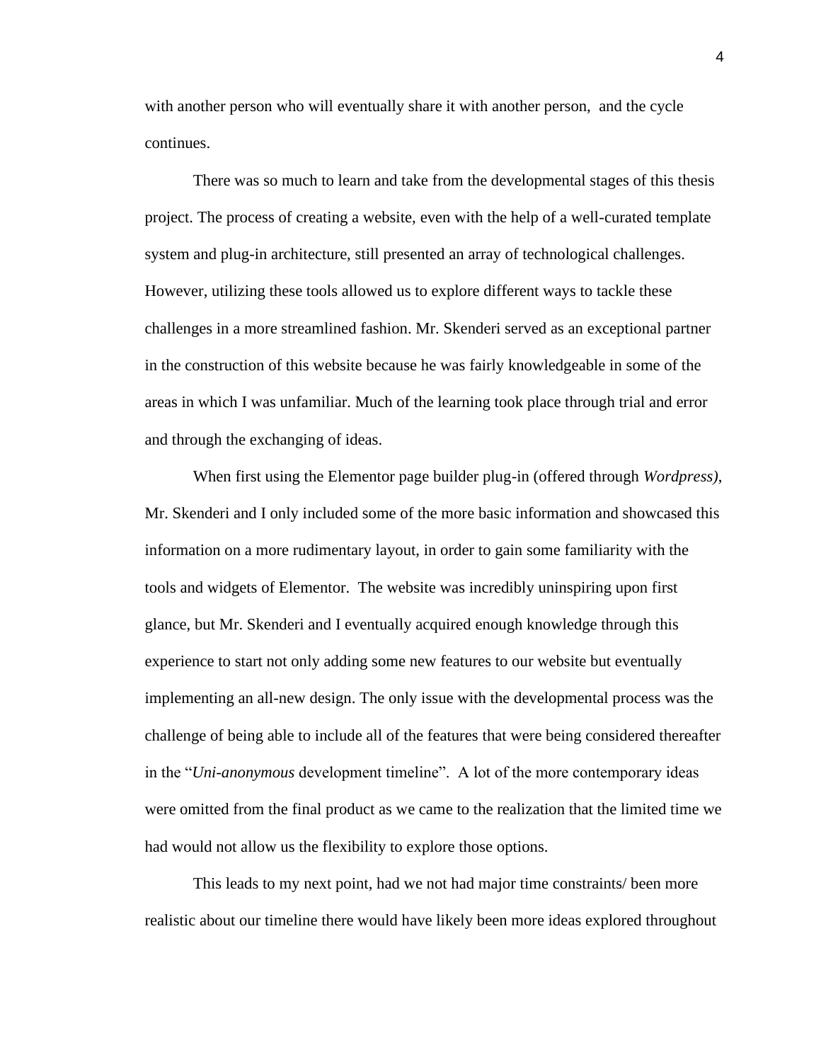with another person who will eventually share it with another person,  and the cycle continues.

There was so much to learn and take from the developmental stages of this thesis project. The process of creating a website, even with the help of a well-curated template system and plug-in architecture, still presented an array of technological challenges. However, utilizing these tools allowed us to explore different ways to tackle these challenges in a more streamlined fashion. Mr. Skenderi served as an exceptional partner in the construction of this website because he was fairly knowledgeable in some of the areas in which I was unfamiliar. Much of the learning took place through trial and error and through the exchanging of ideas.

When first using the Elementor page builder plug-in (offered through *Wordpress)*, Mr. Skenderi and I only included some of the more basic information and showcased this information on a more rudimentary layout, in order to gain some familiarity with the tools and widgets of Elementor.  The website was incredibly uninspiring upon first glance, but Mr. Skenderi and I eventually acquired enough knowledge through this experience to start not only adding some new features to our website but eventually implementing an all-new design. The only issue with the developmental process was the challenge of being able to include all of the features that were being considered thereafter in the "*Uni-anonymous* development timeline".  A lot of the more contemporary ideas were omitted from the final product as we came to the realization that the limited time we had would not allow us the flexibility to explore those options.

This leads to my next point, had we not had major time constraints/ been more realistic about our timeline there would have likely been more ideas explored throughout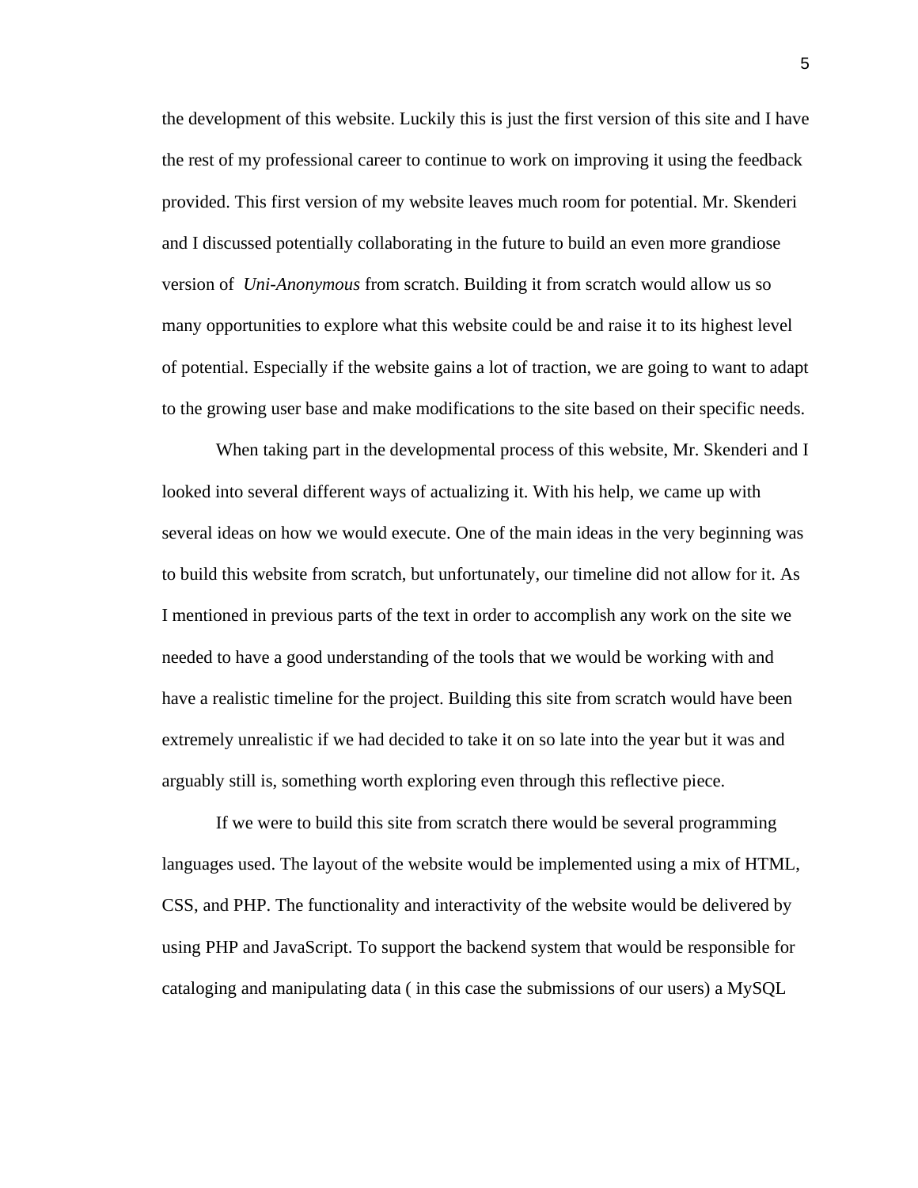the development of this website. Luckily this is just the first version of this site and I have the rest of my professional career to continue to work on improving it using the feedback provided. This first version of my website leaves much room for potential. Mr. Skenderi and I discussed potentially collaborating in the future to build an even more grandiose version of *Uni-Anonymous* from scratch. Building it from scratch would allow us so many opportunities to explore what this website could be and raise it to its highest level of potential. Especially if the website gains a lot of traction, we are going to want to adapt to the growing user base and make modifications to the site based on their specific needs.

When taking part in the developmental process of this website, Mr. Skenderi and I looked into several different ways of actualizing it. With his help, we came up with several ideas on how we would execute. One of the main ideas in the very beginning was to build this website from scratch, but unfortunately, our timeline did not allow for it. As I mentioned in previous parts of the text in order to accomplish any work on the site we needed to have a good understanding of the tools that we would be working with and have a realistic timeline for the project. Building this site from scratch would have been extremely unrealistic if we had decided to take it on so late into the year but it was and arguably still is, something worth exploring even through this reflective piece.

If we were to build this site from scratch there would be several programming languages used. The layout of the website would be implemented using a mix of HTML, CSS, and PHP. The functionality and interactivity of the website would be delivered by using PHP and JavaScript. To support the backend system that would be responsible for cataloging and manipulating data ( in this case the submissions of our users) a MySQL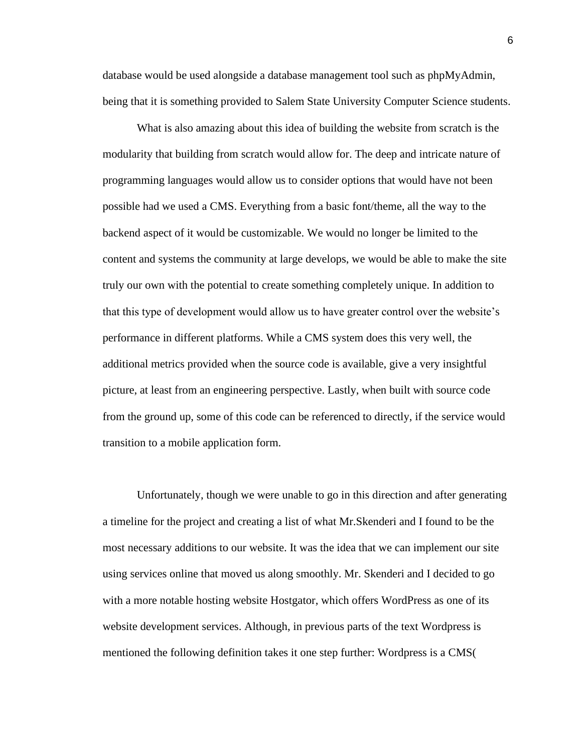database would be used alongside a database management tool such as phpMyAdmin, being that it is something provided to Salem State University Computer Science students.

What is also amazing about this idea of building the website from scratch is the modularity that building from scratch would allow for. The deep and intricate nature of programming languages would allow us to consider options that would have not been possible had we used a CMS. Everything from a basic font/theme, all the way to the backend aspect of it would be customizable. We would no longer be limited to the content and systems the community at large develops, we would be able to make the site truly our own with the potential to create something completely unique. In addition to that this type of development would allow us to have greater control over the website's performance in different platforms. While a CMS system does this very well, the additional metrics provided when the source code is available, give a very insightful picture, at least from an engineering perspective. Lastly, when built with source code from the ground up, some of this code can be referenced to directly, if the service would transition to a mobile application form.

Unfortunately, though we were unable to go in this direction and after generating a timeline for the project and creating a list of what Mr.Skenderi and I found to be the most necessary additions to our website. It was the idea that we can implement our site using services online that moved us along smoothly. Mr. Skenderi and I decided to go with a more notable hosting website Hostgator, which offers WordPress as one of its website development services. Although, in previous parts of the text Wordpress is mentioned the following definition takes it one step further: Wordpress is a CMS(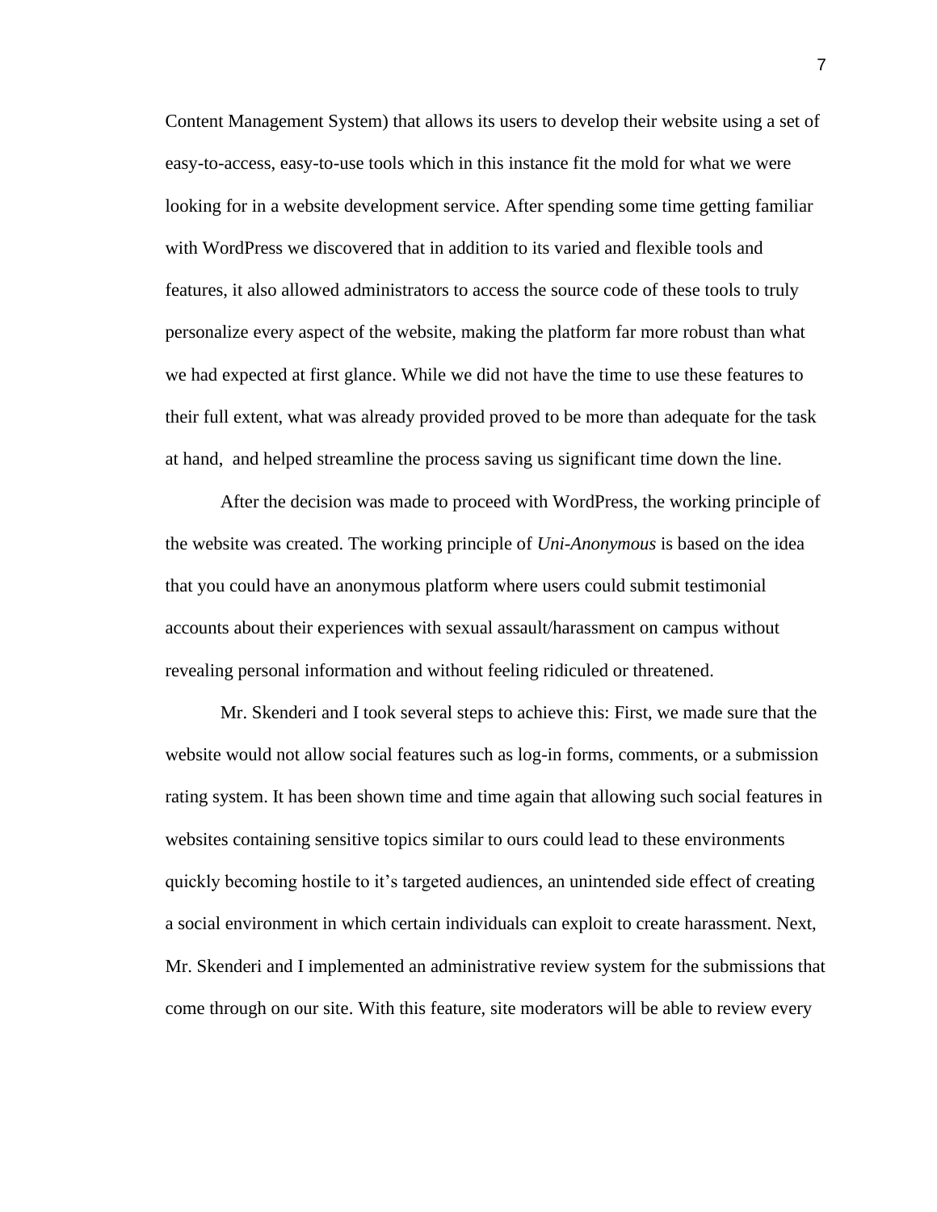Content Management System) that allows its users to develop their website using a set of easy-to-access, easy-to-use tools which in this instance fit the mold for what we were looking for in a website development service. After spending some time getting familiar with WordPress we discovered that in addition to its varied and flexible tools and features, it also allowed administrators to access the source code of these tools to truly personalize every aspect of the website, making the platform far more robust than what we had expected at first glance. While we did not have the time to use these features to their full extent, what was already provided proved to be more than adequate for the task at hand,  and helped streamline the process saving us significant time down the line.

After the decision was made to proceed with WordPress, the working principle of the website was created. The working principle of *Uni-Anonymous* is based on the idea that you could have an anonymous platform where users could submit testimonial accounts about their experiences with sexual assault/harassment on campus without revealing personal information and without feeling ridiculed or threatened.

Mr. Skenderi and I took several steps to achieve this: First, we made sure that the website would not allow social features such as log-in forms, comments, or a submission rating system. It has been shown time and time again that allowing such social features in websites containing sensitive topics similar to ours could lead to these environments quickly becoming hostile to it's targeted audiences, an unintended side effect of creating a social environment in which certain individuals can exploit to create harassment. Next, Mr. Skenderi and I implemented an administrative review system for the submissions that come through on our site. With this feature, site moderators will be able to review every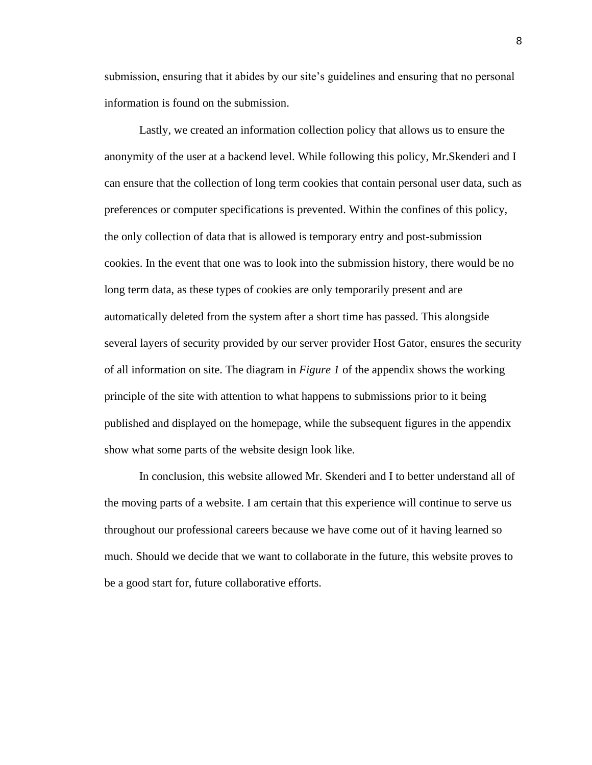submission, ensuring that it abides by our site's guidelines and ensuring that no personal information is found on the submission.

Lastly, we created an information collection policy that allows us to ensure the anonymity of the user at a backend level. While following this policy, Mr.Skenderi and I can ensure that the collection of long term cookies that contain personal user data, such as preferences or computer specifications is prevented. Within the confines of this policy, the only collection of data that is allowed is temporary entry and post-submission cookies. In the event that one was to look into the submission history, there would be no long term data, as these types of cookies are only temporarily present and are automatically deleted from the system after a short time has passed. This alongside several layers of security provided by our server provider Host Gator, ensures the security of all information on site. The diagram in *Figure 1* of the appendix shows the working principle of the site with attention to what happens to submissions prior to it being published and displayed on the homepage, while the subsequent figures in the appendix show what some parts of the website design look like.

In conclusion, this website allowed Mr. Skenderi and I to better understand all of the moving parts of a website. I am certain that this experience will continue to serve us throughout our professional careers because we have come out of it having learned so much. Should we decide that we want to collaborate in the future, this website proves to be a good start for, future collaborative efforts.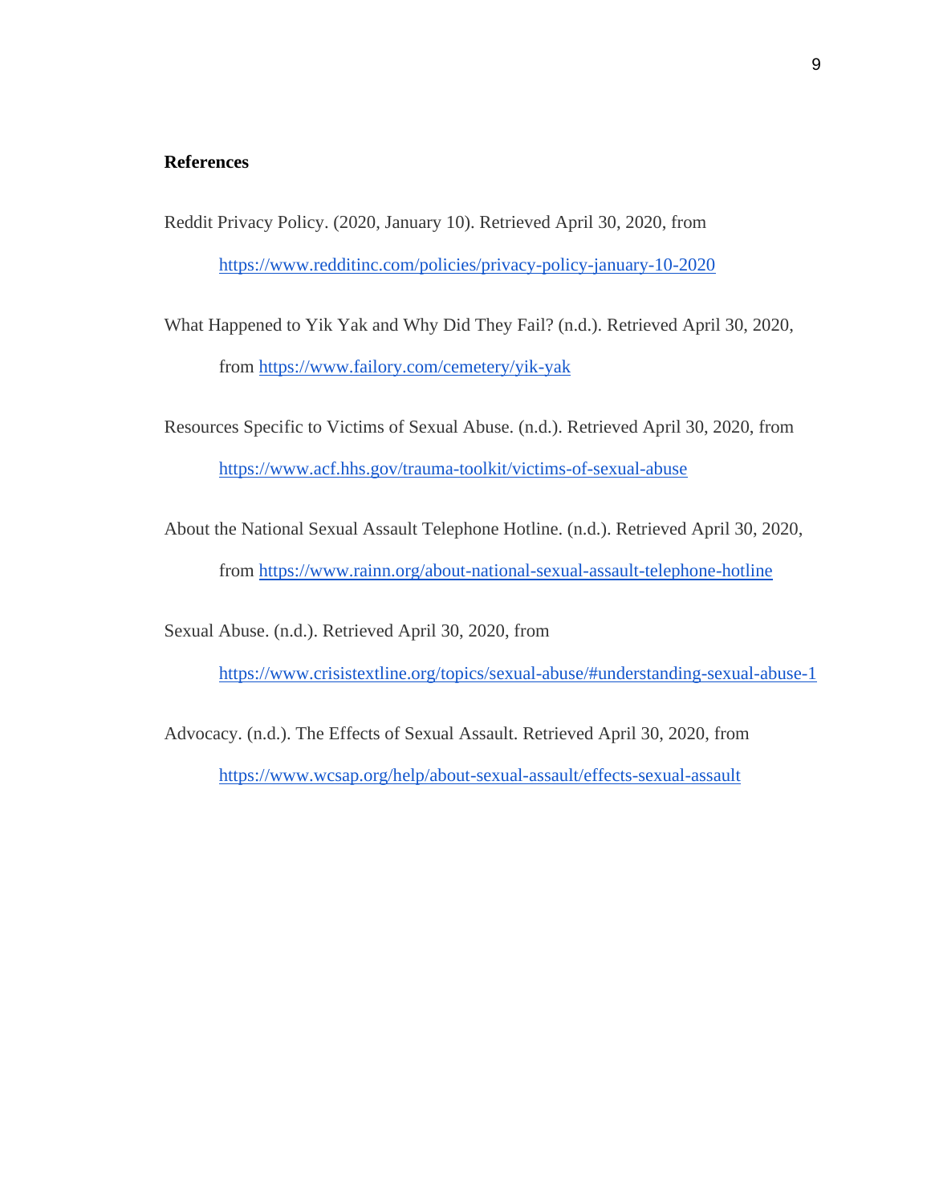**References**

Reddit Privacy Policy. (2020, January 10). Retrieved April 30, 2020, from https://www.redditinc.com/policies/privacy-policy-january-10-2020

What Happened to Yik Yak and Why Did They Fail? (n.d.). Retrieved April 30, 2020, from https://www.failory.com/cemetery/yik-yak

Resources Specific to Victims of Sexual Abuse. (n.d.). Retrieved April 30, 2020, from https://www.acf.hhs.gov/trauma-toolkit/victims-of-sexual-abuse

About the National Sexual Assault Telephone Hotline. (n.d.). Retrieved April 30, 2020, from https://www.rainn.org/about-national-sexual-assault-telephone-hotline

Sexual Abuse. (n.d.). Retrieved April 30, 2020, from https://www.crisistextline.org/topics/sexual-abuse/#understanding-sexual-abuse-1

Advocacy. (n.d.). The Effects of Sexual Assault. Retrieved April 30, 2020, from https://www.wcsap.org/help/about-sexual-assault/effects-sexual-assault